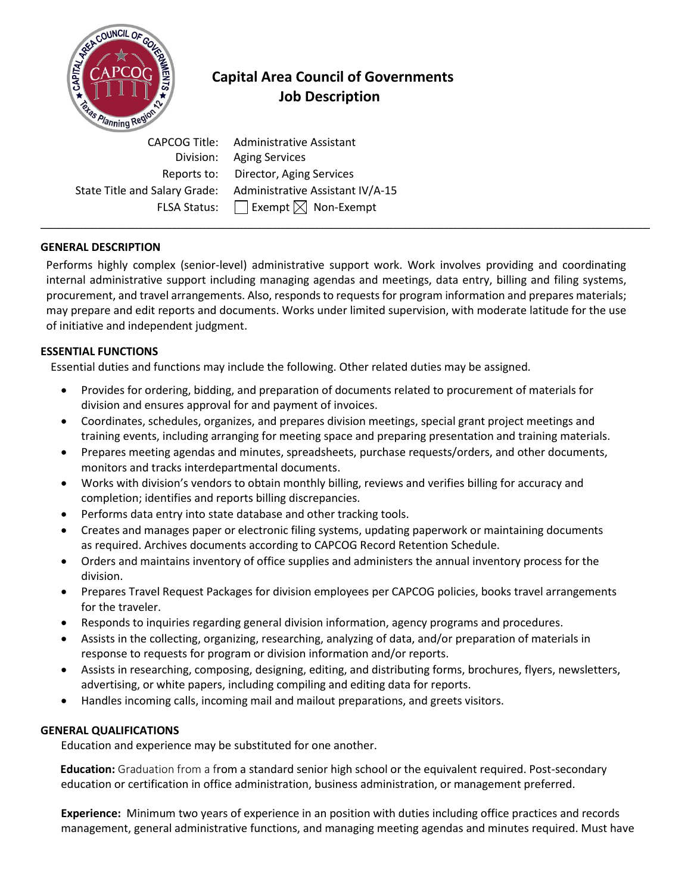# Capital Area Council of Governments
## Job Description

| | |
|---|---|
| CAPCOG Title: | Administrative Assistant |
| Division: | Aging Services |
| Reports to: | Director, Aging Services |
| State Title and Salary Grade: | Administrative Assistant IV/A-15 |
| FLSA Status: | ☐ Exempt ☒ Non-Exempt |

---

**GENERAL DESCRIPTION**

Performs highly complex (senior-level) administrative support work. Work involves providing and coordinating internal administrative support including managing agendas and meetings, data entry, billing and filing systems, procurement, and travel arrangements. Also, responds to requests for program information and prepares materials; may prepare and edit reports and documents. Works under limited supervision, with moderate latitude for the use of initiative and independent judgment.

**ESSENTIAL FUNCTIONS**

Essential duties and functions may include the following. Other related duties may be assigned.

- Provides for ordering, bidding, and preparation of documents related to procurement of materials for division and ensures approval for and payment of invoices.
- Coordinates, schedules, organizes, and prepares division meetings, special grant project meetings and training events, including arranging for meeting space and preparing presentation and training materials.
- Prepares meeting agendas and minutes, spreadsheets, purchase requests/orders, and other documents, monitors and tracks interdepartmental documents.
- Works with division's vendors to obtain monthly billing, reviews and verifies billing for accuracy and completion; identifies and reports billing discrepancies.
- Performs data entry into state database and other tracking tools.
- Creates and manages paper or electronic filing systems, updating paperwork or maintaining documents as required. Archives documents according to CAPCOG Record Retention Schedule.
- Orders and maintains inventory of office supplies and administers the annual inventory process for the division.
- Prepares Travel Request Packages for division employees per CAPCOG policies, books travel arrangements for the traveler.
- Responds to inquiries regarding general division information, agency programs and procedures.
- Assists in the collecting, organizing, researching, analyzing of data, and/or preparation of materials in response to requests for program or division information and/or reports.
- Assists in researching, composing, designing, editing, and distributing forms, brochures, flyers, newsletters, advertising, or white papers, including compiling and editing data for reports.
- Handles incoming calls, incoming mail and mailout preparations, and greets visitors.

**GENERAL QUALIFICATIONS**

Education and experience may be substituted for one another.

**Education:** Graduation from a from a standard senior high school or the equivalent required. Post-secondary education or certification in office administration, business administration, or management preferred.

**Experience:** Minimum two years of experience in an position with duties including office practices and records management, general administrative functions, and managing meeting agendas and minutes required. Must have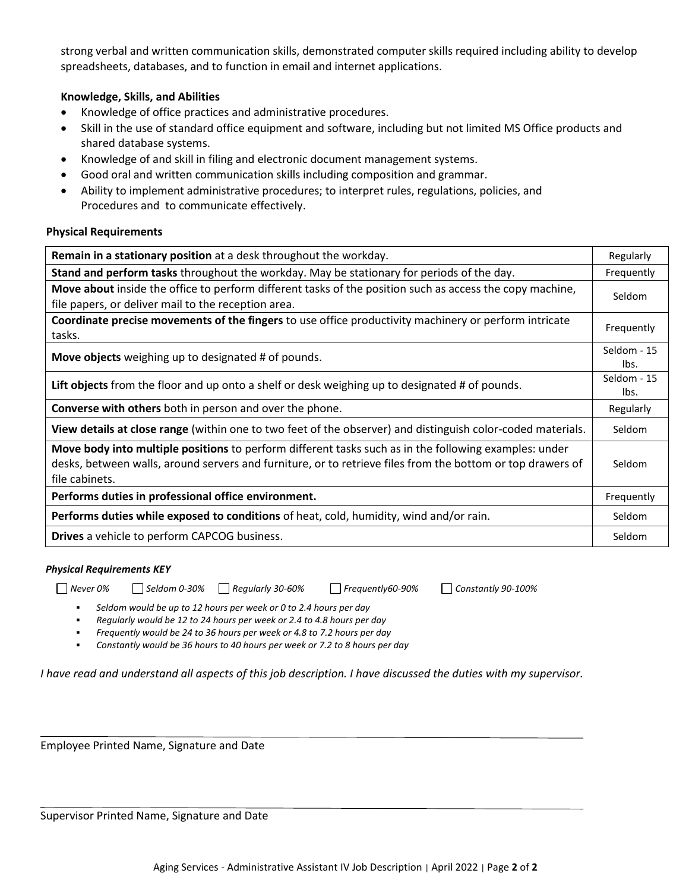strong verbal and written communication skills, demonstrated computer skills required including ability to develop spreadsheets, databases, and to function in email and internet applications.

**Knowledge, Skills, and Abilities**

- Knowledge of office practices and administrative procedures.
- Skill in the use of standard office equipment and software, including but not limited MS Office products and shared database systems.
- Knowledge of and skill in filing and electronic document management systems.
- Good oral and written communication skills including composition and grammar.
- Ability to implement administrative procedures; to interpret rules, regulations, policies, and Procedures and to communicate effectively.

**Physical Requirements**

| | |
|---|---|
| **Remain in a stationary position** at a desk throughout the workday. | Regularly |
| **Stand and perform tasks** throughout the workday. May be stationary for periods of the day. | Frequently |
| **Move about** inside the office to perform different tasks of the position such as access the copy machine, file papers, or deliver mail to the reception area. | Seldom |
| **Coordinate precise movements of the fingers** to use office productivity machinery or perform intricate tasks. | Frequently |
| **Move objects** weighing up to designated # of pounds. | Seldom - 15 lbs. |
| **Lift objects** from the floor and up onto a shelf or desk weighing up to designated # of pounds. | Seldom - 15 lbs. |
| **Converse with others** both in person and over the phone. | Regularly |
| **View details at close range** (within one to two feet of the observer) and distinguish color-coded materials. | Seldom |
| **Move body into multiple positions** to perform different tasks such as in the following examples: under desks, between walls, around servers and furniture, or to retrieve files from the bottom or top drawers of file cabinets. | Seldom |
| **Performs duties in professional office environment.** | Frequently |
| **Performs duties while exposed to conditions** of heat, cold, humidity, wind and/or rain. | Seldom |
| **Drives** a vehicle to perform CAPCOG business. | Seldom |

***Physical Requirements KEY***

☐ *Never 0%* ☐ *Seldom 0-30%* ☐ *Regularly 30-60%* ☐ *Frequently60-90%* ☐ *Constantly 90-100%*

- *Seldom would be up to 12 hours per week or 0 to 2.4 hours per day*
- *Regularly would be 12 to 24 hours per week or 2.4 to 4.8 hours per day*
- *Frequently would be 24 to 36 hours per week or 4.8 to 7.2 hours per day*
- *Constantly would be 36 hours to 40 hours per week or 7.2 to 8 hours per day*

*I have read and understand all aspects of this job description. I have discussed the duties with my supervisor.*

\_\_\_\_\_\_\_\_\_\_\_\_\_\_\_\_\_\_\_\_\_\_\_\_\_\_\_\_\_\_\_\_\_\_\_\_\_\_\_\_\_\_\_\_\_\_\_\_

Employee Printed Name, Signature and Date

\_\_\_\_\_\_\_\_\_\_\_\_\_\_\_\_\_\_\_\_\_\_\_\_\_\_\_\_\_\_\_\_\_\_\_\_\_\_\_\_\_\_\_\_\_\_\_\_

Supervisor Printed Name, Signature and Date